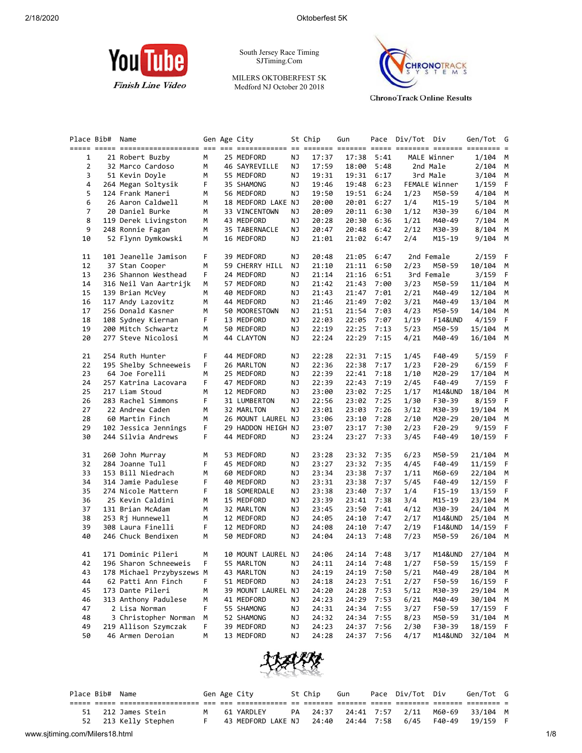YouTube *Finish Line Video*

South Jersey Race Timing
SJTiming.Com

MILERS OKTOBERFEST 5K
Medford NJ October 20 2018

ChronoTrack Online Results

| Place | Bib# | Name | Gen | Age | City | St | Chip | Gun | Pace | Div/Tot | Div | Gen/Tot | G |
|---|---|---|---|---|---|---|---|---|---|---|---|---|---|
| 1 | 21 | Robert Buzby | M | 25 | MEDFORD | NJ | 17:37 | 17:38 | 5:41 | MALE Winner | | 1/104 | M |
| 2 | 32 | Marco Cardoso | M | 46 | SAYREVILLE | NJ | 17:59 | 18:00 | 5:48 | 2nd Male | | 2/104 | M |
| 3 | 51 | Kevin Doyle | M | 55 | MEDFORD | NJ | 19:31 | 19:31 | 6:17 | 3rd Male | | 3/104 | M |
| 4 | 264 | Megan Soltysik | F | 35 | SHAMONG | NJ | 19:46 | 19:48 | 6:23 | FEMALE Winner | | 1/159 | F |
| 5 | 124 | Frank Maneri | M | 56 | MEDFORD | NJ | 19:50 | 19:51 | 6:24 | 1/23 | M50-59 | 4/104 | M |
| 6 | 26 | Aaron Caldwell | M | 18 | MEDFORD LAKE | NJ | 20:00 | 20:01 | 6:27 | 1/4 | M15-19 | 5/104 | M |
| 7 | 20 | Daniel Burke | M | 33 | VINCENTOWN | NJ | 20:09 | 20:11 | 6:30 | 1/12 | M30-39 | 6/104 | M |
| 8 | 119 | Derek Livingston | M | 43 | MEDFORD | NJ | 20:28 | 20:30 | 6:36 | 1/21 | M40-49 | 7/104 | M |
| 9 | 248 | Ronnie Fagan | M | 35 | TABERNACLE | NJ | 20:47 | 20:48 | 6:42 | 2/12 | M30-39 | 8/104 | M |
| 10 | 52 | Flynn Dymkowski | M | 16 | MEDFORD | NJ | 21:01 | 21:02 | 6:47 | 2/4 | M15-19 | 9/104 | M |
| 11 | 101 | Jeanelle Jamison | F | 39 | MEDFORD | NJ | 20:48 | 21:05 | 6:47 | 2nd Female | | 2/159 | F |
| 12 | 37 | Stan Cooper | M | 59 | CHERRY HILL | NJ | 21:10 | 21:11 | 6:50 | 2/23 | M50-59 | 10/104 | M |
| 13 | 236 | Shannon Westhead | F | 24 | MEDFORD | NJ | 21:14 | 21:16 | 6:51 | 3rd Female | | 3/159 | F |
| 14 | 316 | Neil Van Aartrijk | M | 57 | MEDFORD | NJ | 21:42 | 21:43 | 7:00 | 3/23 | M50-59 | 11/104 | M |
| 15 | 139 | Brian McVey | M | 40 | MEDFORD | NJ | 21:43 | 21:47 | 7:01 | 2/21 | M40-49 | 12/104 | M |
| 16 | 117 | Andy Lazovitz | M | 44 | MEDFORD | NJ | 21:46 | 21:49 | 7:02 | 3/21 | M40-49 | 13/104 | M |
| 17 | 256 | Donald Kasner | M | 50 | MOORESTOWN | NJ | 21:51 | 21:54 | 7:03 | 4/23 | M50-59 | 14/104 | M |
| 18 | 108 | Sydney Kiernan | F | 13 | MEDFORD | NJ | 22:03 | 22:05 | 7:07 | 1/19 | F14&UND | 4/159 | F |
| 19 | 200 | Mitch Schwartz | M | 50 | MEDFORD | NJ | 22:19 | 22:25 | 7:13 | 5/23 | M50-59 | 15/104 | M |
| 20 | 277 | Steve Nicolosi | M | 44 | CLAYTON | NJ | 22:24 | 22:29 | 7:15 | 4/21 | M40-49 | 16/104 | M |
| 21 | 254 | Ruth Hunter | F | 44 | MEDFORD | NJ | 22:28 | 22:31 | 7:15 | 1/45 | F40-49 | 5/159 | F |
| 22 | 195 | Shelby Schneeweis | F | 26 | MARLTON | NJ | 22:36 | 22:38 | 7:17 | 1/23 | F20-29 | 6/159 | F |
| 23 | 64 | Joe Forelli | M | 25 | MEDFORD | NJ | 22:39 | 22:41 | 7:18 | 1/10 | M20-29 | 17/104 | M |
| 24 | 257 | Katrina Lacovara | F | 47 | MEDFORD | NJ | 22:39 | 22:43 | 7:19 | 2/45 | F40-49 | 7/159 | F |
| 25 | 217 | Liam Stoud | M | 12 | MEDFORD | NJ | 23:00 | 23:02 | 7:25 | 1/17 | M14&UND | 18/104 | M |
| 26 | 283 | Rachel Simmons | F | 31 | LUMBERTON | NJ | 22:56 | 23:02 | 7:25 | 1/30 | F30-39 | 8/159 | F |
| 27 | 22 | Andrew Caden | M | 32 | MARLTON | NJ | 23:01 | 23:03 | 7:26 | 3/12 | M30-39 | 19/104 | M |
| 28 | 60 | Martin Finch | M | 26 | MOUNT LAUREL | NJ | 23:06 | 23:10 | 7:28 | 2/10 | M20-29 | 20/104 | M |
| 29 | 102 | Jessica Jennings | F | 29 | HADDON HEIGH | NJ | 23:07 | 23:17 | 7:30 | 2/23 | F20-29 | 9/159 | F |
| 30 | 244 | Silvia Andrews | F | 44 | MEDFORD | NJ | 23:24 | 23:27 | 7:33 | 3/45 | F40-49 | 10/159 | F |
| 31 | 260 | John Murray | M | 53 | MEDFORD | NJ | 23:28 | 23:32 | 7:35 | 6/23 | M50-59 | 21/104 | M |
| 32 | 284 | Joanne Tull | F | 45 | MEDFORD | NJ | 23:27 | 23:32 | 7:35 | 4/45 | F40-49 | 11/159 | F |
| 33 | 153 | Bill Niedrach | M | 60 | MEDFORD | NJ | 23:34 | 23:38 | 7:37 | 1/11 | M60-69 | 22/104 | M |
| 34 | 314 | Jamie Padulese | F | 40 | MEDFORD | NJ | 23:31 | 23:38 | 7:37 | 5/45 | F40-49 | 12/159 | F |
| 35 | 274 | Nicole Mattern | F | 18 | SOMERDALE | NJ | 23:38 | 23:40 | 7:37 | 1/4 | F15-19 | 13/159 | F |
| 36 | 25 | Kevin Caldini | M | 15 | MEDFORD | NJ | 23:39 | 23:41 | 7:38 | 3/4 | M15-19 | 23/104 | M |
| 37 | 131 | Brian McAdam | M | 32 | MARLTON | NJ | 23:45 | 23:50 | 7:41 | 4/12 | M30-39 | 24/104 | M |
| 38 | 253 | Rj Hunnewell | M | 12 | MEDFORD | NJ | 24:05 | 24:10 | 7:47 | 2/17 | M14&UND | 25/104 | M |
| 39 | 308 | Laura Finelli | F | 12 | MEDFORD | NJ | 24:08 | 24:10 | 7:47 | 2/19 | F14&UND | 14/159 | F |
| 40 | 246 | Chuck Bendixen | M | 50 | MEDFORD | NJ | 24:04 | 24:13 | 7:48 | 7/23 | M50-59 | 26/104 | M |
| 41 | 171 | Dominic Pileri | M | 10 | MOUNT LAUREL | NJ | 24:06 | 24:14 | 7:48 | 3/17 | M14&UND | 27/104 | M |
| 42 | 196 | Sharon Schneeweis | F | 55 | MARLTON | NJ | 24:11 | 24:14 | 7:48 | 1/27 | F50-59 | 15/159 | F |
| 43 | 178 | Michael Przybyszews | M | 43 | MARLTON | NJ | 24:19 | 24:19 | 7:50 | 5/21 | M40-49 | 28/104 | M |
| 44 | 62 | Patti Ann Finch | F | 51 | MEDFORD | NJ | 24:18 | 24:23 | 7:51 | 2/27 | F50-59 | 16/159 | F |
| 45 | 173 | Dante Pileri | M | 39 | MOUNT LAUREL | NJ | 24:20 | 24:28 | 7:53 | 5/12 | M30-39 | 29/104 | M |
| 46 | 313 | Anthony Padulese | M | 41 | MEDFORD | NJ | 24:23 | 24:29 | 7:53 | 6/21 | M40-49 | 30/104 | M |
| 47 | 2 | Lisa Norman | F | 55 | SHAMONG | NJ | 24:31 | 24:34 | 7:55 | 3/27 | F50-59 | 17/159 | F |
| 48 | 3 | Christopher Norman | M | 52 | SHAMONG | NJ | 24:32 | 24:34 | 7:55 | 8/23 | M50-59 | 31/104 | M |
| 49 | 219 | Allison Szymczak | F | 39 | MEDFORD | NJ | 24:23 | 24:37 | 7:56 | 2/30 | F30-39 | 18/159 | F |
| 50 | 46 | Armen Deroian | M | 13 | MEDFORD | NJ | 24:28 | 24:37 | 7:56 | 4/17 | M14&UND | 32/104 | M |
| 51 | 212 | James Stein | M | 61 | YARDLEY | PA | 24:37 | 24:41 | 7:57 | 2/11 | M60-69 | 33/104 | M |
| 52 | 213 | Kelly Stephen | F | 43 | MEDFORD LAKE | NJ | 24:40 | 24:44 | 7:58 | 6/45 | F40-49 | 19/159 | F |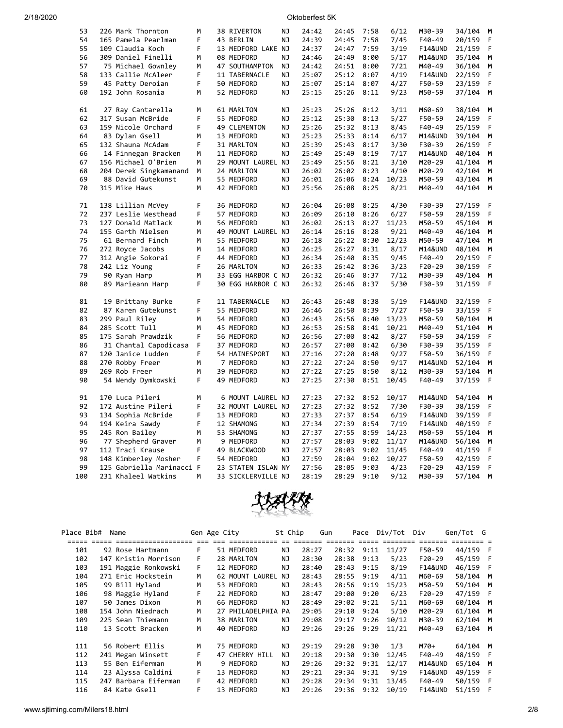| Place | Bib# | Name | Gen | Age | City | St | Chip | Gun | Pace | Div/Tot | Div | Gen/Tot | G |
|---|---|---|---|---|---|---|---|---|---|---|---|---|---|
| 53 | 226 | Mark Thornton | M | 38 | RIVERTON | NJ | 24:42 | 24:45 | 7:58 | 6/12 | M30-39 | 34/104 | M |
| 54 | 165 | Pamela Pearlman | F | 43 | BERLIN | NJ | 24:39 | 24:45 | 7:58 | 7/45 | F40-49 | 20/159 | F |
| 55 | 109 | Claudia Koch | F | 13 | MEDFORD LAKE | NJ | 24:37 | 24:47 | 7:59 | 3/19 | F14&UND | 21/159 | F |
| 56 | 309 | Daniel Finelli | M | 08 | MEDFORD | NJ | 24:46 | 24:49 | 8:00 | 5/17 | M14&UND | 35/104 | M |
| 57 | 75 | Michael Gownley | M | 47 | SOUTHAMPTON | NJ | 24:42 | 24:51 | 8:00 | 7/21 | M40-49 | 36/104 | M |
| 58 | 133 | Callie McAleer | F | 11 | TABERNACLE | NJ | 25:07 | 25:12 | 8:07 | 4/19 | F14&UND | 22/159 | F |
| 59 | 45 | Patty Deroian | F | 50 | MEDFORD | NJ | 25:07 | 25:14 | 8:07 | 4/27 | F50-59 | 23/159 | F |
| 60 | 192 | John Rosania | M | 52 | MEDFORD | NJ | 25:15 | 25:26 | 8:11 | 9/23 | M50-59 | 37/104 | M |
| 61 | 27 | Ray Cantarella | M | 61 | MARLTON | NJ | 25:23 | 25:26 | 8:12 | 3/11 | M60-69 | 38/104 | M |
| 62 | 317 | Susan McBride | F | 55 | MEDFORD | NJ | 25:12 | 25:30 | 8:13 | 5/27 | F50-59 | 24/159 | F |
| 63 | 159 | Nicole Orchard | F | 49 | CLEMENTON | NJ | 25:26 | 25:32 | 8:13 | 8/45 | F40-49 | 25/159 | F |
| 64 | 83 | Dylan Gsell | M | 13 | MEDFORD | NJ | 25:23 | 25:33 | 8:14 | 6/17 | M14&UND | 39/104 | M |
| 65 | 132 | Shauna McAdam | F | 31 | MARLTON | NJ | 25:39 | 25:43 | 8:17 | 3/30 | F30-39 | 26/159 | F |
| 66 | 14 | Finnegan Bracken | M | 11 | MEDFORD | NJ | 25:49 | 25:49 | 8:19 | 7/17 | M14&UND | 40/104 | M |
| 67 | 156 | Michael O'Brien | M | 29 | MOUNT LAUREL | NJ | 25:49 | 25:56 | 8:21 | 3/10 | M20-29 | 41/104 | M |
| 68 | 204 | Derek Singkamanand | M | 24 | MARLTON | NJ | 26:02 | 26:02 | 8:23 | 4/10 | M20-29 | 42/104 | M |
| 69 | 88 | David Gutekunst | M | 55 | MEDFORD | NJ | 26:01 | 26:06 | 8:24 | 10/23 | M50-59 | 43/104 | M |
| 70 | 315 | Mike Haws | M | 42 | MEDFORD | NJ | 25:56 | 26:08 | 8:25 | 8/21 | M40-49 | 44/104 | M |
| 71 | 138 | Lillian McVey | F | 36 | MEDFORD | NJ | 26:04 | 26:08 | 8:25 | 4/30 | F30-39 | 27/159 | F |
| 72 | 237 | Leslie Westhead | F | 57 | MEDFORD | NJ | 26:09 | 26:10 | 8:26 | 6/27 | F50-59 | 28/159 | F |
| 73 | 127 | Donald Matlack | M | 56 | MEDFORD | NJ | 26:02 | 26:13 | 8:27 | 11/23 | M50-59 | 45/104 | M |
| 74 | 155 | Garth Nielsen | M | 49 | MOUNT LAUREL | NJ | 26:14 | 26:16 | 8:28 | 9/21 | M40-49 | 46/104 | M |
| 75 | 61 | Bernard Finch | M | 55 | MEDFORD | NJ | 26:18 | 26:22 | 8:30 | 12/23 | M50-59 | 47/104 | M |
| 76 | 272 | Royce Jacobs | M | 14 | MEDFORD | NJ | 26:25 | 26:27 | 8:31 | 8/17 | M14&UND | 48/104 | M |
| 77 | 312 | Angie Sokorai | F | 44 | MEDFORD | NJ | 26:34 | 26:40 | 8:35 | 9/45 | F40-49 | 29/159 | F |
| 78 | 242 | Liz Young | F | 26 | MARLTON | NJ | 26:33 | 26:42 | 8:36 | 3/23 | F20-29 | 30/159 | F |
| 79 | 90 | Ryan Harp | M | 33 | EGG HARBOR C | NJ | 26:32 | 26:46 | 8:37 | 7/12 | M30-39 | 49/104 | M |
| 80 | 89 | Marieann Harp | F | 30 | EGG HARBOR C | NJ | 26:32 | 26:46 | 8:37 | 5/30 | F30-39 | 31/159 | F |
| 81 | 19 | Brittany Burke | F | 11 | TABERNACLE | NJ | 26:43 | 26:48 | 8:38 | 5/19 | F14&UND | 32/159 | F |
| 82 | 87 | Karen Gutekunst | F | 55 | MEDFORD | NJ | 26:46 | 26:50 | 8:39 | 7/27 | F50-59 | 33/159 | F |
| 83 | 299 | Paul Riley | M | 54 | MEDFORD | NJ | 26:43 | 26:56 | 8:40 | 13/23 | M50-59 | 50/104 | M |
| 84 | 285 | Scott Tull | M | 45 | MEDFORD | NJ | 26:53 | 26:58 | 8:41 | 10/21 | M40-49 | 51/104 | M |
| 85 | 175 | Sarah Prawdzik | F | 56 | MEDFORD | NJ | 26:56 | 27:00 | 8:42 | 8/27 | F50-59 | 34/159 | F |
| 86 | 31 | Chantal Capodicasa | F | 37 | MEDFORD | NJ | 26:57 | 27:00 | 8:42 | 6/30 | F30-39 | 35/159 | F |
| 87 | 120 | Janice Ludden | F | 54 | HAINESPORT | NJ | 27:16 | 27:20 | 8:48 | 9/27 | F50-59 | 36/159 | F |
| 88 | 270 | Robby Freer | M | 7 | MEDFORD | NJ | 27:22 | 27:24 | 8:50 | 9/17 | M14&UND | 52/104 | M |
| 89 | 269 | Rob Freer | M | 39 | MEDFORD | NJ | 27:22 | 27:25 | 8:50 | 8/12 | M30-39 | 53/104 | M |
| 90 | 54 | Wendy Dymkowski | F | 49 | MEDFORD | NJ | 27:25 | 27:30 | 8:51 | 10/45 | F40-49 | 37/159 | F |
| 91 | 170 | Luca Pileri | M | 6 | MOUNT LAUREL | NJ | 27:23 | 27:32 | 8:52 | 10/17 | M14&UND | 54/104 | M |
| 92 | 172 | Austine Pileri | F | 32 | MOUNT LAUREL | NJ | 27:23 | 27:32 | 8:52 | 7/30 | F30-39 | 38/159 | F |
| 93 | 134 | Sophia McBride | F | 13 | MEDFORD | NJ | 27:33 | 27:37 | 8:54 | 6/19 | F14&UND | 39/159 | F |
| 94 | 194 | Keira Sawdy | F | 12 | SHAMONG | NJ | 27:34 | 27:39 | 8:54 | 7/19 | F14&UND | 40/159 | F |
| 95 | 245 | Ron Bailey | M | 53 | SHAMONG | NJ | 27:37 | 27:55 | 8:59 | 14/23 | M50-59 | 55/104 | M |
| 96 | 77 | Shepherd Graver | M | 9 | MEDFORD | NJ | 27:57 | 28:03 | 9:02 | 11/17 | M14&UND | 56/104 | M |
| 97 | 112 | Traci Krause | F | 49 | BLACKWOOD | NJ | 27:57 | 28:03 | 9:02 | 11/45 | F40-49 | 41/159 | F |
| 98 | 148 | Kimberley Mosher | F | 54 | MEDFORD | NJ | 27:59 | 28:04 | 9:02 | 10/27 | F50-59 | 42/159 | F |
| 99 | 125 | Gabriella Marinacci | F | 23 | STATEN ISLAN | NY | 27:56 | 28:05 | 9:03 | 4/23 | F20-29 | 43/159 | F |
| 100 | 231 | Khaleel Watkins | M | 33 | SICKLERVILLE | NJ | 28:19 | 28:29 | 9:10 | 9/12 | M30-39 | 57/104 | M |
| 101 | 92 | Rose Hartmann | F | 51 | MEDFORD | NJ | 28:27 | 28:32 | 9:11 | 11/27 | F50-59 | 44/159 | F |
| 102 | 147 | Kristin Morrison | F | 28 | MARLTON | NJ | 28:30 | 28:38 | 9:13 | 5/23 | F20-29 | 45/159 | F |
| 103 | 191 | Maggie Ronkowski | F | 12 | MEDFORD | NJ | 28:40 | 28:43 | 9:15 | 8/19 | F14&UND | 46/159 | F |
| 104 | 271 | Eric Hockstein | M | 62 | MOUNT LAUREL | NJ | 28:43 | 28:55 | 9:19 | 4/11 | M60-69 | 58/104 | M |
| 105 | 99 | Bill Hyland | M | 53 | MEDFORD | NJ | 28:43 | 28:56 | 9:19 | 15/23 | M50-59 | 59/104 | M |
| 106 | 98 | Maggie Hyland | F | 22 | MEDFORD | NJ | 28:47 | 29:00 | 9:20 | 6/23 | F20-29 | 47/159 | F |
| 107 | 50 | James Dixon | M | 66 | MEDFORD | NJ | 28:49 | 29:02 | 9:21 | 5/11 | M60-69 | 60/104 | M |
| 108 | 154 | John Niedrach | M | 27 | PHILADELPHIA | PA | 29:05 | 29:10 | 9:24 | 5/10 | M20-29 | 61/104 | M |
| 109 | 225 | Sean Thiemann | M | 38 | MARLTON | NJ | 29:08 | 29:17 | 9:26 | 10/12 | M30-39 | 62/104 | M |
| 110 | 13 | Scott Bracken | M | 40 | MEDFORD | NJ | 29:26 | 29:26 | 9:29 | 11/21 | M40-49 | 63/104 | M |
| 111 | 56 | Robert Ellis | M | 75 | MEDFORD | NJ | 29:19 | 29:28 | 9:30 | 1/3 | M70+ | 64/104 | M |
| 112 | 241 | Megan Winsett | F | 47 | CHERRY HILL | NJ | 29:18 | 29:30 | 9:30 | 12/45 | F40-49 | 48/159 | F |
| 113 | 55 | Ben Eiferman | M | 9 | MEDFORD | NJ | 29:26 | 29:32 | 9:31 | 12/17 | M14&UND | 65/104 | M |
| 114 | 23 | Alyssa Caldini | F | 13 | MEDFORD | NJ | 29:21 | 29:34 | 9:31 | 9/19 | F14&UND | 49/159 | F |
| 115 | 247 | Barbara Eiferman | F | 42 | MEDFORD | NJ | 29:28 | 29:34 | 9:31 | 13/45 | F40-49 | 50/159 | F |
| 116 | 84 | Kate Gsell | F | 13 | MEDFORD | NJ | 29:26 | 29:36 | 9:32 | 10/19 | F14&UND | 51/159 | F |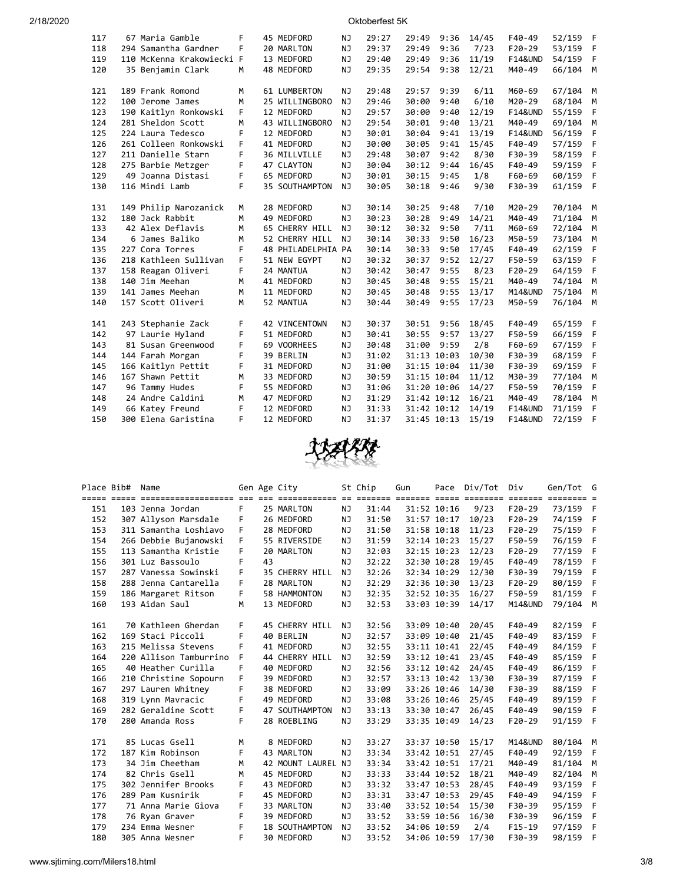| Place | Bib# | Name | Gen | Age | City | St | Chip | Gun | Pace | Div/Tot | Div | Gen/Tot | G |
|---|---|---|---|---|---|---|---|---|---|---|---|---|---|
| 117 | 67 | Maria Gamble | F | 45 | MEDFORD | NJ | 29:27 | 29:49 | 9:36 | 14/45 | F40-49 | 52/159 | F |
| 118 | 294 | Samantha Gardner | F | 20 | MARLTON | NJ | 29:37 | 29:49 | 9:36 | 7/23 | F20-29 | 53/159 | F |
| 119 | 110 | McKenna Krakowiecki | F | 13 | MEDFORD | NJ | 29:40 | 29:49 | 9:36 | 11/19 | F14&UND | 54/159 | F |
| 120 | 35 | Benjamin Clark | M | 48 | MEDFORD | NJ | 29:35 | 29:54 | 9:38 | 12/21 | M40-49 | 66/104 | M |
| 121 | 189 | Frank Romond | M | 61 | LUMBERTON | NJ | 29:48 | 29:57 | 9:39 | 6/11 | M60-69 | 67/104 | M |
| 122 | 100 | Jerome James | M | 25 | WILLINGBORO | NJ | 29:46 | 30:00 | 9:40 | 6/10 | M20-29 | 68/104 | M |
| 123 | 190 | Kaitlyn Ronkowski | F | 12 | MEDFORD | NJ | 29:57 | 30:00 | 9:40 | 12/19 | F14&UND | 55/159 | F |
| 124 | 281 | Sheldon Scott | M | 43 | WILLINGBORO | NJ | 29:54 | 30:01 | 9:40 | 13/21 | M40-49 | 69/104 | M |
| 125 | 224 | Laura Tedesco | F | 12 | MEDFORD | NJ | 30:01 | 30:04 | 9:41 | 13/19 | F14&UND | 56/159 | F |
| 126 | 261 | Colleen Ronkowski | F | 41 | MEDFORD | NJ | 30:00 | 30:05 | 9:41 | 15/45 | F40-49 | 57/159 | F |
| 127 | 211 | Danielle Starn | F | 36 | MILLVILLE | NJ | 29:48 | 30:07 | 9:42 | 8/30 | F30-39 | 58/159 | F |
| 128 | 275 | Barbie Metzger | F | 47 | CLAYTON | NJ | 30:04 | 30:12 | 9:44 | 16/45 | F40-49 | 59/159 | F |
| 129 | 49 | Joanna Distasi | F | 65 | MEDFORD | NJ | 30:01 | 30:15 | 9:45 | 1/8 | F60-69 | 60/159 | F |
| 130 | 116 | Mindi Lamb | F | 35 | SOUTHAMPTON | NJ | 30:05 | 30:18 | 9:46 | 9/30 | F30-39 | 61/159 | F |
| 131 | 149 | Philip Narozanick | M | 28 | MEDFORD | NJ | 30:14 | 30:25 | 9:48 | 7/10 | M20-29 | 70/104 | M |
| 132 | 180 | Jack Rabbit | M | 49 | MEDFORD | NJ | 30:23 | 30:28 | 9:49 | 14/21 | M40-49 | 71/104 | M |
| 133 | 42 | Alex Deflavis | M | 65 | CHERRY HILL | NJ | 30:12 | 30:32 | 9:50 | 7/11 | M60-69 | 72/104 | M |
| 134 | 6 | James Baliko | M | 52 | CHERRY HILL | NJ | 30:14 | 30:33 | 9:50 | 16/23 | M50-59 | 73/104 | M |
| 135 | 227 | Cora Torres | F | 48 | PHILADELPHIA | PA | 30:14 | 30:33 | 9:50 | 17/45 | F40-49 | 62/159 | F |
| 136 | 218 | Kathleen Sullivan | F | 51 | NEW EGYPT | NJ | 30:32 | 30:37 | 9:52 | 12/27 | F50-59 | 63/159 | F |
| 137 | 158 | Reagan Oliveri | F | 24 | MANTUA | NJ | 30:42 | 30:47 | 9:55 | 8/23 | F20-29 | 64/159 | F |
| 138 | 140 | Jim Meehan | M | 41 | MEDFORD | NJ | 30:45 | 30:48 | 9:55 | 15/21 | M40-49 | 74/104 | M |
| 139 | 141 | James Meehan | M | 11 | MEDFORD | NJ | 30:45 | 30:48 | 9:55 | 13/17 | M14&UND | 75/104 | M |
| 140 | 157 | Scott Oliveri | M | 52 | MANTUA | NJ | 30:44 | 30:49 | 9:55 | 17/23 | M50-59 | 76/104 | M |
| 141 | 243 | Stephanie Zack | F | 42 | VINCENTOWN | NJ | 30:37 | 30:51 | 9:56 | 18/45 | F40-49 | 65/159 | F |
| 142 | 97 | Laurie Hyland | F | 51 | MEDFORD | NJ | 30:41 | 30:55 | 9:57 | 13/27 | F50-59 | 66/159 | F |
| 143 | 81 | Susan Greenwood | F | 69 | VOORHEES | NJ | 30:48 | 31:00 | 9:59 | 2/8 | F60-69 | 67/159 | F |
| 144 | 144 | Farah Morgan | F | 39 | BERLIN | NJ | 31:02 | 31:13 | 10:03 | 10/30 | F30-39 | 68/159 | F |
| 145 | 166 | Kaitlyn Pettit | F | 31 | MEDFORD | NJ | 31:00 | 31:15 | 10:04 | 11/30 | F30-39 | 69/159 | F |
| 146 | 167 | Shawn Pettit | M | 33 | MEDFORD | NJ | 30:59 | 31:15 | 10:04 | 11/12 | M30-39 | 77/104 | M |
| 147 | 96 | Tammy Hudes | F | 55 | MEDFORD | NJ | 31:06 | 31:20 | 10:06 | 14/27 | F50-59 | 70/159 | F |
| 148 | 24 | Andre Caldini | M | 47 | MEDFORD | NJ | 31:29 | 31:42 | 10:12 | 16/21 | M40-49 | 78/104 | M |
| 149 | 66 | Katey Freund | F | 12 | MEDFORD | NJ | 31:33 | 31:42 | 10:12 | 14/19 | F14&UND | 71/159 | F |
| 150 | 300 | Elena Garistina | F | 12 | MEDFORD | NJ | 31:37 | 31:45 | 10:13 | 15/19 | F14&UND | 72/159 | F |

| Place | Bib# | Name | Gen | Age | City | St | Chip | Gun | Pace | Div/Tot | Div | Gen/Tot | G |
|---|---|---|---|---|---|---|---|---|---|---|---|---|---|
| 151 | 103 | Jenna Jordan | F | 25 | MARLTON | NJ | 31:44 | 31:52 | 10:16 | 9/23 | F20-29 | 73/159 | F |
| 152 | 307 | Allyson Marsdale | F | 26 | MEDFORD | NJ | 31:50 | 31:57 | 10:17 | 10/23 | F20-29 | 74/159 | F |
| 153 | 311 | Samantha Loshiavo | F | 28 | MEDFORD | NJ | 31:50 | 31:58 | 10:18 | 11/23 | F20-29 | 75/159 | F |
| 154 | 266 | Debbie Bujanowski | F | 55 | RIVERSIDE | NJ | 31:59 | 32:14 | 10:23 | 15/27 | F50-59 | 76/159 | F |
| 155 | 113 | Samantha Kristie | F | 20 | MARLTON | NJ | 32:03 | 32:15 | 10:23 | 12/23 | F20-29 | 77/159 | F |
| 156 | 301 | Luz Bassoulo | F | 43 | | NJ | 32:22 | 32:30 | 10:28 | 19/45 | F40-49 | 78/159 | F |
| 157 | 287 | Vanessa Sowinski | F | 35 | CHERRY HILL | NJ | 32:26 | 32:34 | 10:29 | 12/30 | F30-39 | 79/159 | F |
| 158 | 288 | Jenna Cantarella | F | 28 | MARLTON | NJ | 32:29 | 32:36 | 10:30 | 13/23 | F20-29 | 80/159 | F |
| 159 | 186 | Margaret Ritson | F | 58 | HAMMONTON | NJ | 32:35 | 32:52 | 10:35 | 16/27 | F50-59 | 81/159 | F |
| 160 | 193 | Aidan Saul | M | 13 | MEDFORD | NJ | 32:53 | 33:03 | 10:39 | 14/17 | M14&UND | 79/104 | M |
| 161 | 70 | Kathleen Gherdan | F | 45 | CHERRY HILL | NJ | 32:56 | 33:09 | 10:40 | 20/45 | F40-49 | 82/159 | F |
| 162 | 169 | Staci Piccoli | F | 40 | BERLIN | NJ | 32:57 | 33:09 | 10:40 | 21/45 | F40-49 | 83/159 | F |
| 163 | 215 | Melissa Stevens | F | 41 | MEDFORD | NJ | 32:55 | 33:11 | 10:41 | 22/45 | F40-49 | 84/159 | F |
| 164 | 220 | Allison Tamburrino | F | 44 | CHERRY HILL | NJ | 32:59 | 33:12 | 10:41 | 23/45 | F40-49 | 85/159 | F |
| 165 | 40 | Heather Curilla | F | 40 | MEDFORD | NJ | 32:56 | 33:12 | 10:42 | 24/45 | F40-49 | 86/159 | F |
| 166 | 210 | Christine Sopourn | F | 39 | MEDFORD | NJ | 32:57 | 33:13 | 10:42 | 13/30 | F30-39 | 87/159 | F |
| 167 | 297 | Lauren Whitney | F | 38 | MEDFORD | NJ | 33:09 | 33:26 | 10:46 | 14/30 | F30-39 | 88/159 | F |
| 168 | 319 | Lynn Mavracic | F | 49 | MEDFORD | NJ | 33:08 | 33:26 | 10:46 | 25/45 | F40-49 | 89/159 | F |
| 169 | 282 | Geraldine Scott | F | 47 | SOUTHAMPTON | NJ | 33:13 | 33:30 | 10:47 | 26/45 | F40-49 | 90/159 | F |
| 170 | 280 | Amanda Ross | F | 28 | ROEBLING | NJ | 33:29 | 33:35 | 10:49 | 14/23 | F20-29 | 91/159 | F |
| 171 | 85 | Lucas Gsell | M | 8 | MEDFORD | NJ | 33:27 | 33:37 | 10:50 | 15/17 | M14&UND | 80/104 | M |
| 172 | 187 | Kim Robinson | F | 43 | MARLTON | NJ | 33:34 | 33:42 | 10:51 | 27/45 | F40-49 | 92/159 | F |
| 173 | 34 | Jim Cheetham | M | 42 | MOUNT LAUREL | NJ | 33:34 | 33:42 | 10:51 | 17/21 | M40-49 | 81/104 | M |
| 174 | 82 | Chris Gsell | M | 45 | MEDFORD | NJ | 33:33 | 33:44 | 10:52 | 18/21 | M40-49 | 82/104 | M |
| 175 | 302 | Jennifer Brooks | F | 43 | MEDFORD | NJ | 33:32 | 33:47 | 10:53 | 28/45 | F40-49 | 93/159 | F |
| 176 | 289 | Pam Kusnirik | F | 45 | MEDFORD | NJ | 33:31 | 33:47 | 10:53 | 29/45 | F40-49 | 94/159 | F |
| 177 | 71 | Anna Marie Giova | F | 33 | MARLTON | NJ | 33:40 | 33:52 | 10:54 | 15/30 | F30-39 | 95/159 | F |
| 178 | 76 | Ryan Graver | F | 39 | MEDFORD | NJ | 33:52 | 33:59 | 10:56 | 16/30 | F30-39 | 96/159 | F |
| 179 | 234 | Emma Wesner | F | 18 | SOUTHAMPTON | NJ | 33:52 | 34:06 | 10:59 | 2/4 | F15-19 | 97/159 | F |
| 180 | 305 | Anna Wesner | F | 30 | MEDFORD | NJ | 33:52 | 34:06 | 10:59 | 17/30 | F30-39 | 98/159 | F |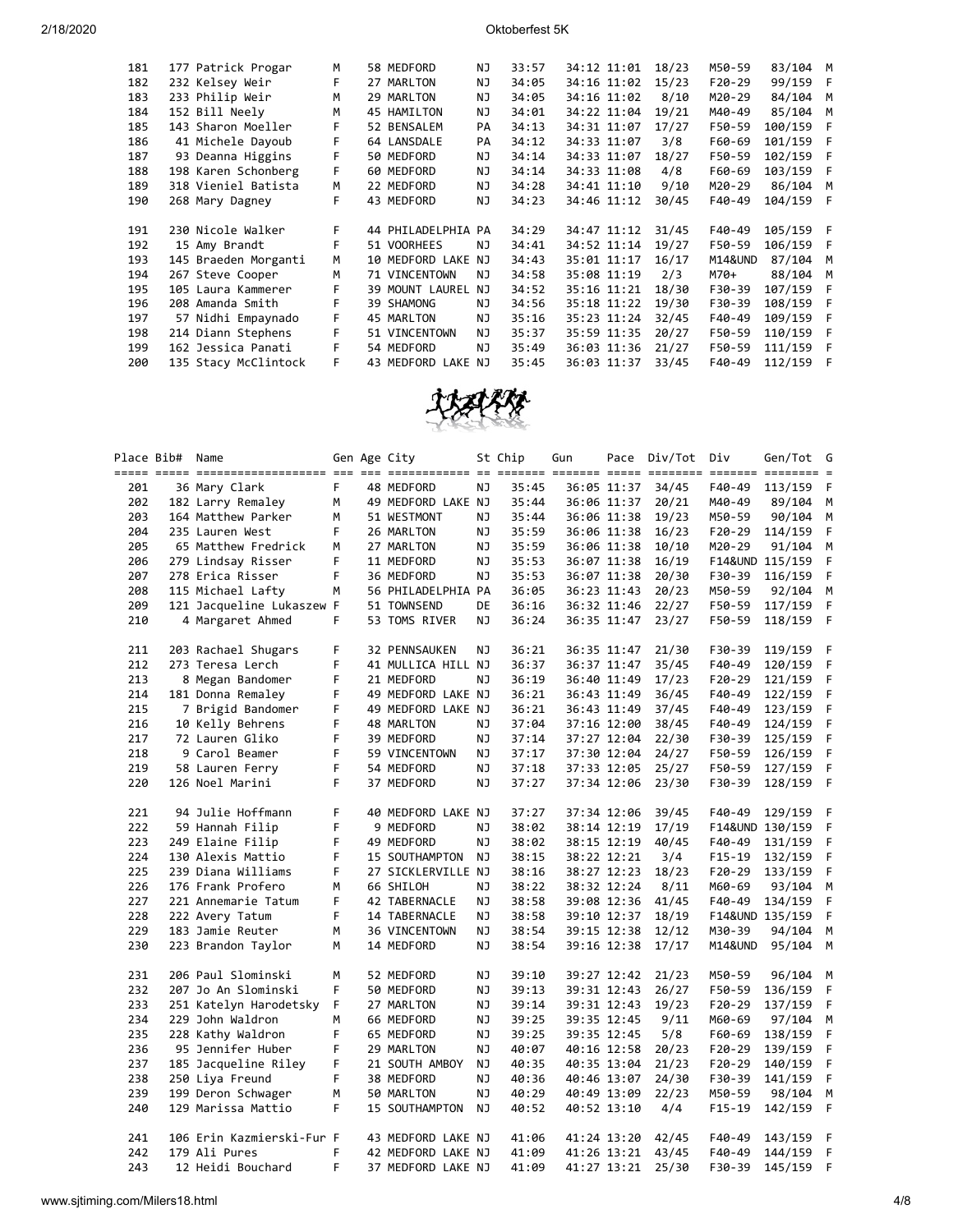| Place | Bib# | Name | Gen | Age | City | St | Chip | Gun | Pace | Div/Tot | Div | Gen/Tot | G |
|---|---|---|---|---|---|---|---|---|---|---|---|---|---|
| 181 | 177 | Patrick Progar | M | 58 | MEDFORD | NJ | 33:57 | 34:12 | 11:01 | 18/23 | M50-59 | 83/104 | M |
| 182 | 232 | Kelsey Weir | F | 27 | MARLTON | NJ | 34:05 | 34:16 | 11:02 | 15/23 | F20-29 | 99/159 | F |
| 183 | 233 | Philip Weir | M | 29 | MARLTON | NJ | 34:05 | 34:16 | 11:02 | 8/10 | M20-29 | 84/104 | M |
| 184 | 152 | Bill Neely | M | 45 | HAMILTON | NJ | 34:01 | 34:22 | 11:04 | 19/21 | M40-49 | 85/104 | M |
| 185 | 143 | Sharon Moeller | F | 52 | BENSALEM | PA | 34:13 | 34:31 | 11:07 | 17/27 | F50-59 | 100/159 | F |
| 186 | 41 | Michele Dayoub | F | 64 | LANSDALE | PA | 34:12 | 34:33 | 11:07 | 3/8 | F60-69 | 101/159 | F |
| 187 | 93 | Deanna Higgins | F | 50 | MEDFORD | NJ | 34:14 | 34:33 | 11:07 | 18/27 | F50-59 | 102/159 | F |
| 188 | 198 | Karen Schonberg | F | 60 | MEDFORD | NJ | 34:14 | 34:33 | 11:08 | 4/8 | F60-69 | 103/159 | F |
| 189 | 318 | Vieniel Batista | M | 22 | MEDFORD | NJ | 34:28 | 34:41 | 11:10 | 9/10 | M20-29 | 86/104 | M |
| 190 | 268 | Mary Dagney | F | 43 | MEDFORD | NJ | 34:23 | 34:46 | 11:12 | 30/45 | F40-49 | 104/159 | F |
| 191 | 230 | Nicole Walker | F | 44 | PHILADELPHIA | PA | 34:29 | 34:47 | 11:12 | 31/45 | F40-49 | 105/159 | F |
| 192 | 15 | Amy Brandt | F | 51 | VOORHEES | NJ | 34:41 | 34:52 | 11:14 | 19/27 | F50-59 | 106/159 | F |
| 193 | 145 | Braeden Morganti | M | 10 | MEDFORD LAKE | NJ | 34:43 | 35:01 | 11:17 | 16/17 | M14&UND | 87/104 | M |
| 194 | 267 | Steve Cooper | M | 71 | VINCENTOWN | NJ | 34:58 | 35:08 | 11:19 | 2/3 | M70+ | 88/104 | M |
| 195 | 105 | Laura Kammerer | F | 39 | MOUNT LAUREL | NJ | 34:52 | 35:16 | 11:21 | 18/30 | F30-39 | 107/159 | F |
| 196 | 208 | Amanda Smith | F | 39 | SHAMONG | NJ | 34:56 | 35:18 | 11:22 | 19/30 | F30-39 | 108/159 | F |
| 197 | 57 | Nidhi Empaynado | F | 45 | MARLTON | NJ | 35:16 | 35:23 | 11:24 | 32/45 | F40-49 | 109/159 | F |
| 198 | 214 | Diann Stephens | F | 51 | VINCENTOWN | NJ | 35:37 | 35:59 | 11:35 | 20/27 | F50-59 | 110/159 | F |
| 199 | 162 | Jessica Panati | F | 54 | MEDFORD | NJ | 35:49 | 36:03 | 11:36 | 21/27 | F50-59 | 111/159 | F |
| 200 | 135 | Stacy McClintock | F | 43 | MEDFORD LAKE | NJ | 35:45 | 36:03 | 11:37 | 33/45 | F40-49 | 112/159 | F |

| Place | Bib# | Name | Gen | Age | City | St | Chip | Gun | Pace | Div/Tot | Div | Gen/Tot | G |
|---|---|---|---|---|---|---|---|---|---|---|---|---|---|
| 201 | 36 | Mary Clark | F | 48 | MEDFORD | NJ | 35:45 | 36:05 | 11:37 | 34/45 | F40-49 | 113/159 | F |
| 202 | 182 | Larry Remaley | M | 49 | MEDFORD LAKE | NJ | 35:44 | 36:06 | 11:37 | 20/21 | M40-49 | 89/104 | M |
| 203 | 164 | Matthew Parker | M | 51 | WESTMONT | NJ | 35:44 | 36:06 | 11:38 | 19/23 | M50-59 | 90/104 | M |
| 204 | 235 | Lauren West | F | 26 | MARLTON | NJ | 35:59 | 36:06 | 11:38 | 16/23 | F20-29 | 114/159 | F |
| 205 | 65 | Matthew Fredrick | M | 27 | MARLTON | NJ | 35:59 | 36:06 | 11:38 | 10/10 | M20-29 | 91/104 | M |
| 206 | 279 | Lindsay Risser | F | 11 | MEDFORD | NJ | 35:53 | 36:07 | 11:38 | 16/19 | F14&UND | 115/159 | F |
| 207 | 278 | Erica Risser | F | 36 | MEDFORD | NJ | 35:53 | 36:07 | 11:38 | 20/30 | F30-39 | 116/159 | F |
| 208 | 115 | Michael Lafty | M | 56 | PHILADELPHIA | PA | 36:05 | 36:23 | 11:43 | 20/23 | M50-59 | 92/104 | M |
| 209 | 121 | Jacqueline Lukaszew | F | 51 | TOWNSEND | DE | 36:16 | 36:32 | 11:46 | 22/27 | F50-59 | 117/159 | F |
| 210 | 4 | Margaret Ahmed | F | 53 | TOMS RIVER | NJ | 36:24 | 36:35 | 11:47 | 23/27 | F50-59 | 118/159 | F |
| 211 | 203 | Rachael Shugars | F | 32 | PENNSAUKEN | NJ | 36:21 | 36:35 | 11:47 | 21/30 | F30-39 | 119/159 | F |
| 212 | 273 | Teresa Lerch | F | 41 | MULLICA HILL | NJ | 36:37 | 36:37 | 11:47 | 35/45 | F40-49 | 120/159 | F |
| 213 | 8 | Megan Bandomer | F | 21 | MEDFORD | NJ | 36:19 | 36:40 | 11:49 | 17/23 | F20-29 | 121/159 | F |
| 214 | 181 | Donna Remaley | F | 49 | MEDFORD LAKE | NJ | 36:21 | 36:43 | 11:49 | 36/45 | F40-49 | 122/159 | F |
| 215 | 7 | Brigid Bandomer | F | 49 | MEDFORD LAKE | NJ | 36:21 | 36:43 | 11:49 | 37/45 | F40-49 | 123/159 | F |
| 216 | 10 | Kelly Behrens | F | 48 | MARLTON | NJ | 37:04 | 37:16 | 12:00 | 38/45 | F40-49 | 124/159 | F |
| 217 | 72 | Lauren Gliko | F | 39 | MEDFORD | NJ | 37:14 | 37:27 | 12:04 | 22/30 | F30-39 | 125/159 | F |
| 218 | 9 | Carol Beamer | F | 59 | VINCENTOWN | NJ | 37:17 | 37:30 | 12:04 | 24/27 | F50-59 | 126/159 | F |
| 219 | 58 | Lauren Ferry | F | 54 | MEDFORD | NJ | 37:18 | 37:33 | 12:05 | 25/27 | F50-59 | 127/159 | F |
| 220 | 126 | Noel Marini | F | 37 | MEDFORD | NJ | 37:27 | 37:34 | 12:06 | 23/30 | F30-39 | 128/159 | F |
| 221 | 94 | Julie Hoffmann | F | 40 | MEDFORD LAKE | NJ | 37:27 | 37:34 | 12:06 | 39/45 | F40-49 | 129/159 | F |
| 222 | 59 | Hannah Filip | F | 9 | MEDFORD | NJ | 38:02 | 38:14 | 12:19 | 17/19 | F14&UND | 130/159 | F |
| 223 | 249 | Elaine Filip | F | 49 | MEDFORD | NJ | 38:02 | 38:15 | 12:19 | 40/45 | F40-49 | 131/159 | F |
| 224 | 130 | Alexis Mattio | F | 15 | SOUTHAMPTON | NJ | 38:15 | 38:22 | 12:21 | 3/4 | F15-19 | 132/159 | F |
| 225 | 239 | Diana Williams | F | 27 | SICKLERVILLE | NJ | 38:16 | 38:27 | 12:23 | 18/23 | F20-29 | 133/159 | F |
| 226 | 176 | Frank Profero | M | 66 | SHILOH | NJ | 38:22 | 38:32 | 12:24 | 8/11 | M60-69 | 93/104 | M |
| 227 | 221 | Annemarie Tatum | F | 42 | TABERNACLE | NJ | 38:58 | 39:08 | 12:36 | 41/45 | F40-49 | 134/159 | F |
| 228 | 222 | Avery Tatum | F | 14 | TABERNACLE | NJ | 38:58 | 39:10 | 12:37 | 18/19 | F14&UND | 135/159 | F |
| 229 | 183 | Jamie Reuter | M | 36 | VINCENTOWN | NJ | 38:54 | 39:15 | 12:38 | 12/12 | M30-39 | 94/104 | M |
| 230 | 223 | Brandon Taylor | M | 14 | MEDFORD | NJ | 38:54 | 39:16 | 12:38 | 17/17 | M14&UND | 95/104 | M |
| 231 | 206 | Paul Slominski | M | 52 | MEDFORD | NJ | 39:10 | 39:27 | 12:42 | 21/23 | M50-59 | 96/104 | M |
| 232 | 207 | Jo An Slominski | F | 50 | MEDFORD | NJ | 39:13 | 39:31 | 12:42 | 26/27 | F50-59 | 136/159 | F |
| 233 | 251 | Katelyn Harodetsky | F | 27 | MARLTON | NJ | 39:14 | 39:31 | 12:43 | 19/23 | F20-29 | 137/159 | F |
| 234 | 229 | John Waldron | M | 66 | MEDFORD | NJ | 39:25 | 39:35 | 12:45 | 9/11 | M60-69 | 97/104 | M |
| 235 | 228 | Kathy Waldron | F | 65 | MEDFORD | NJ | 39:25 | 39:35 | 12:45 | 5/8 | F60-69 | 138/159 | F |
| 236 | 95 | Jennifer Huber | F | 29 | MARLTON | NJ | 40:07 | 40:16 | 12:58 | 20/23 | F20-29 | 139/159 | F |
| 237 | 185 | Jacqueline Riley | F | 21 | SOUTH AMBOY | NJ | 40:35 | 40:35 | 13:04 | 21/23 | F20-29 | 140/159 | F |
| 238 | 250 | Liya Freund | F | 38 | MEDFORD | NJ | 40:36 | 40:46 | 13:07 | 24/30 | F30-39 | 141/159 | F |
| 239 | 199 | Deron Schwager | M | 50 | MARLTON | NJ | 40:29 | 40:49 | 13:09 | 22/23 | M50-59 | 98/104 | M |
| 240 | 129 | Marissa Mattio | F | 15 | SOUTHAMPTON | NJ | 40:52 | 40:52 | 13:10 | 4/4 | F15-19 | 142/159 | F |
| 241 | 106 | Erin Kazmierski-Fur | F | 43 | MEDFORD LAKE | NJ | 41:06 | 41:24 | 13:20 | 42/45 | F40-49 | 143/159 | F |
| 242 | 179 | Ali Pures | F | 42 | MEDFORD LAKE | NJ | 41:09 | 41:26 | 13:21 | 43/45 | F40-49 | 144/159 | F |
| 243 | 12 | Heidi Bouchard | F | 37 | MEDFORD LAKE | NJ | 41:09 | 41:27 | 13:21 | 25/30 | F30-39 | 145/159 | F |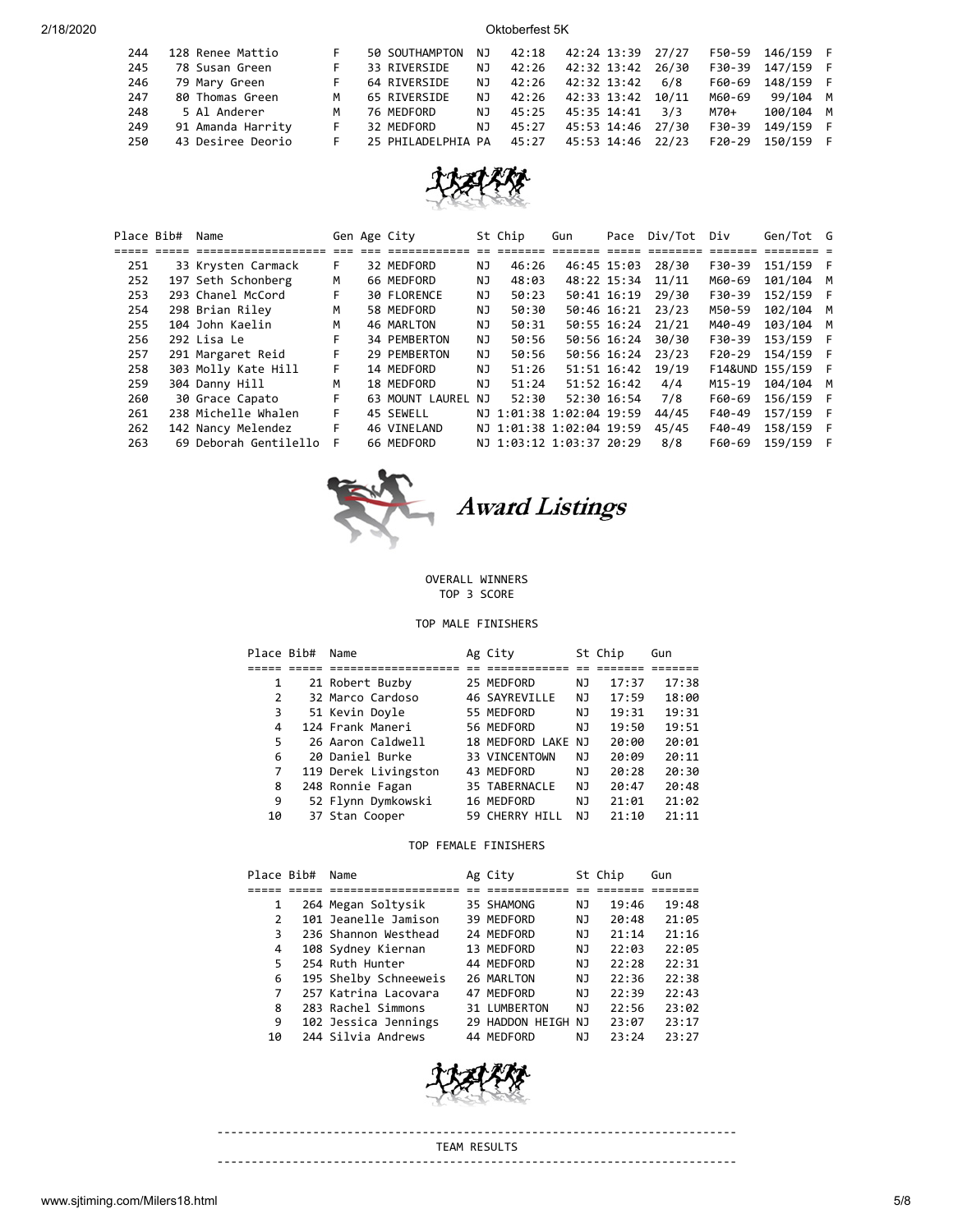| Place | Bib# | Name | Gen | Age | City | St | Chip | Gun | Pace | Div/Tot | Div | Gen/Tot | G |
|---|---|---|---|---|---|---|---|---|---|---|---|---|---|
| 244 | 128 | Renee Mattio | F | 50 | SOUTHAMPTON | NJ | 42:18 | 42:24 | 13:39 | 27/27 | F50-59 | 146/159 | F |
| 245 | 78 | Susan Green | F | 33 | RIVERSIDE | NJ | 42:26 | 42:32 | 13:42 | 26/30 | F30-39 | 147/159 | F |
| 246 | 79 | Mary Green | F | 64 | RIVERSIDE | NJ | 42:26 | 42:32 | 13:42 | 6/8 | F60-69 | 148/159 | F |
| 247 | 80 | Thomas Green | M | 65 | RIVERSIDE | NJ | 42:26 | 42:33 | 13:42 | 10/11 | M60-69 | 99/104 | M |
| 248 | 5 | Al Anderer | M | 76 | MEDFORD | NJ | 45:25 | 45:35 | 14:41 | 3/3 | M70+ | 100/104 | M |
| 249 | 91 | Amanda Harrity | F | 32 | MEDFORD | NJ | 45:27 | 45:53 | 14:46 | 27/30 | F30-39 | 149/159 | F |
| 250 | 43 | Desiree Deorio | F | 25 | PHILADELPHIA | PA | 45:27 | 45:53 | 14:46 | 22/23 | F20-29 | 150/159 | F |
| 251 | 33 | Krysten Carmack | F | 32 | MEDFORD | NJ | 46:26 | 46:45 | 15:03 | 28/30 | F30-39 | 151/159 | F |
| 252 | 197 | Seth Schonberg | M | 66 | MEDFORD | NJ | 48:03 | 48:22 | 15:34 | 11/11 | M60-69 | 101/104 | M |
| 253 | 293 | Chanel McCord | F | 30 | FLORENCE | NJ | 50:23 | 50:41 | 16:19 | 29/30 | F30-39 | 152/159 | F |
| 254 | 298 | Brian Riley | M | 58 | MEDFORD | NJ | 50:30 | 50:46 | 16:21 | 23/23 | M50-59 | 102/104 | M |
| 255 | 104 | John Kaelin | M | 46 | MARLTON | NJ | 50:31 | 50:55 | 16:24 | 21/21 | M40-49 | 103/104 | M |
| 256 | 292 | Lisa Le | F | 34 | PEMBERTON | NJ | 50:56 | 50:56 | 16:24 | 30/30 | F30-39 | 153/159 | F |
| 257 | 291 | Margaret Reid | F | 29 | PEMBERTON | NJ | 50:56 | 50:56 | 16:24 | 23/23 | F20-29 | 154/159 | F |
| 258 | 303 | Molly Kate Hill | F | 14 | MEDFORD | NJ | 51:26 | 51:51 | 16:42 | 19/19 | F14&UND | 155/159 | F |
| 259 | 304 | Danny Hill | M | 18 | MEDFORD | NJ | 51:24 | 51:52 | 16:42 | 4/4 | M15-19 | 104/104 | M |
| 260 | 30 | Grace Capato | F | 63 | MOUNT LAUREL | NJ | 52:30 | 52:30 | 16:54 | 7/8 | F60-69 | 156/159 | F |
| 261 | 238 | Michelle Whalen | F | 45 | SEWELL | NJ | 1:01:38 | 1:02:04 | 19:59 | 44/45 | F40-49 | 157/159 | F |
| 262 | 142 | Nancy Melendez | F | 46 | VINELAND | NJ | 1:01:38 | 1:02:04 | 19:59 | 45/45 | F40-49 | 158/159 | F |
| 263 | 69 | Deborah Gentilello | F | 66 | MEDFORD | NJ | 1:03:12 | 1:03:37 | 20:29 | 8/8 | F60-69 | 159/159 | F |

## Award Listings

OVERALL WINNERS
TOP 3 SCORE

### TOP MALE FINISHERS

| Place | Bib# | Name | Ag | City | St | Chip | Gun |
|---|---|---|---|---|---|---|---|
| 1 | 21 | Robert Buzby | 25 | MEDFORD | NJ | 17:37 | 17:38 |
| 2 | 32 | Marco Cardoso | 46 | SAYREVILLE | NJ | 17:59 | 18:00 |
| 3 | 51 | Kevin Doyle | 55 | MEDFORD | NJ | 19:31 | 19:31 |
| 4 | 124 | Frank Maneri | 56 | MEDFORD | NJ | 19:50 | 19:51 |
| 5 | 26 | Aaron Caldwell | 18 | MEDFORD LAKE | NJ | 20:00 | 20:01 |
| 6 | 20 | Daniel Burke | 33 | VINCENTOWN | NJ | 20:09 | 20:11 |
| 7 | 119 | Derek Livingston | 43 | MEDFORD | NJ | 20:28 | 20:30 |
| 8 | 248 | Ronnie Fagan | 35 | TABERNACLE | NJ | 20:47 | 20:48 |
| 9 | 52 | Flynn Dymkowski | 16 | MEDFORD | NJ | 21:01 | 21:02 |
| 10 | 37 | Stan Cooper | 59 | CHERRY HILL | NJ | 21:10 | 21:11 |

### TOP FEMALE FINISHERS

| Place | Bib# | Name | Ag | City | St | Chip | Gun |
|---|---|---|---|---|---|---|---|
| 1 | 264 | Megan Soltysik | 35 | SHAMONG | NJ | 19:46 | 19:48 |
| 2 | 101 | Jeanelle Jamison | 39 | MEDFORD | NJ | 20:48 | 21:05 |
| 3 | 236 | Shannon Westhead | 24 | MEDFORD | NJ | 21:14 | 21:16 |
| 4 | 108 | Sydney Kiernan | 13 | MEDFORD | NJ | 22:03 | 22:05 |
| 5 | 254 | Ruth Hunter | 44 | MEDFORD | NJ | 22:28 | 22:31 |
| 6 | 195 | Shelby Schneeweis | 26 | MARLTON | NJ | 22:36 | 22:38 |
| 7 | 257 | Katrina Lacovara | 47 | MEDFORD | NJ | 22:39 | 22:43 |
| 8 | 283 | Rachel Simmons | 31 | LUMBERTON | NJ | 22:56 | 23:02 |
| 9 | 102 | Jessica Jennings | 29 | HADDON HEIGH | NJ | 23:07 | 23:17 |
| 10 | 244 | Silvia Andrews | 44 | MEDFORD | NJ | 23:24 | 23:27 |

---

TEAM RESULTS

---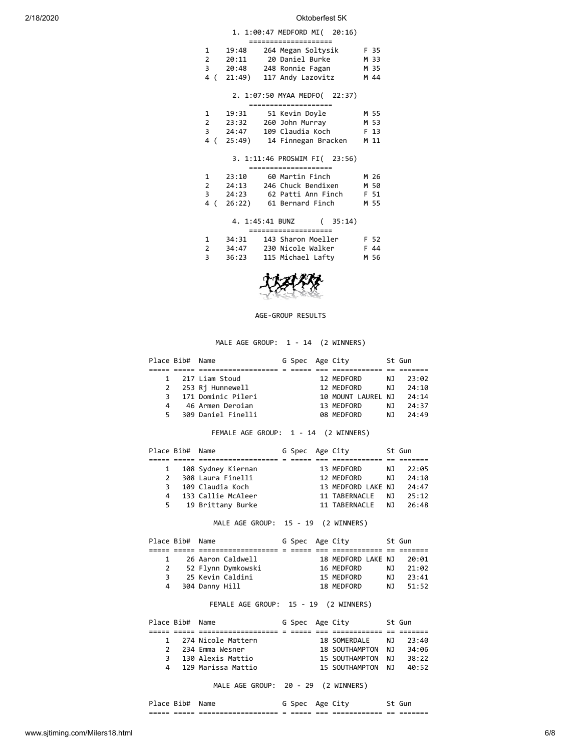1. 1:00:47 MEDFORD MI( 20:16)

| | Time | Bib Name | |
|---|---|---|---|
| 1 | 19:48 | 264 Megan Soltysik | F 35 |
| 2 | 20:11 | 20 Daniel Burke | M 33 |
| 3 | 20:48 | 248 Ronnie Fagan | M 35 |
| 4 ( | 21:49) | 117 Andy Lazovitz | M 44 |

2. 1:07:50 MYAA MEDFO( 22:37)

| | Time | Bib Name | |
|---|---|---|---|
| 1 | 19:31 | 51 Kevin Doyle | M 55 |
| 2 | 23:32 | 260 John Murray | M 53 |
| 3 | 24:47 | 109 Claudia Koch | F 13 |
| 4 ( | 25:49) | 14 Finnegan Bracken | M 11 |

3. 1:11:46 PROSWIM FI( 23:56)

| | Time | Bib Name | |
|---|---|---|---|
| 1 | 23:10 | 60 Martin Finch | M 26 |
| 2 | 24:13 | 246 Chuck Bendixen | M 50 |
| 3 | 24:23 | 62 Patti Ann Finch | F 51 |
| 4 ( | 26:22) | 61 Bernard Finch | M 55 |

4. 1:45:41 BUNZ ( 35:14)

| | Time | Bib Name | |
|---|---|---|---|
| 1 | 34:31 | 143 Sharon Moeller | F 52 |
| 2 | 34:47 | 230 Nicole Walker | F 44 |
| 3 | 36:23 | 115 Michael Lafty | M 56 |

AGE-GROUP RESULTS

MALE AGE GROUP: 1 - 14 (2 WINNERS)

| Place | Bib# | Name | G | Spec | Age | City | St | Gun |
|---|---|---|---|---|---|---|---|---|
| 1 | 217 | Liam Stoud | | | 12 | MEDFORD | NJ | 23:02 |
| 2 | 253 | Rj Hunnewell | | | 12 | MEDFORD | NJ | 24:10 |
| 3 | 171 | Dominic Pileri | | | 10 | MOUNT LAUREL | NJ | 24:14 |
| 4 | 46 | Armen Deroian | | | 13 | MEDFORD | NJ | 24:37 |
| 5 | 309 | Daniel Finelli | | | 08 | MEDFORD | NJ | 24:49 |

FEMALE AGE GROUP: 1 - 14 (2 WINNERS)

| Place | Bib# | Name | G | Spec | Age | City | St | Gun |
|---|---|---|---|---|---|---|---|---|
| 1 | 108 | Sydney Kiernan | | | 13 | MEDFORD | NJ | 22:05 |
| 2 | 308 | Laura Finelli | | | 12 | MEDFORD | NJ | 24:10 |
| 3 | 109 | Claudia Koch | | | 13 | MEDFORD LAKE | NJ | 24:47 |
| 4 | 133 | Callie McAleer | | | 11 | TABERNACLE | NJ | 25:12 |
| 5 | 19 | Brittany Burke | | | 11 | TABERNACLE | NJ | 26:48 |

MALE AGE GROUP: 15 - 19 (2 WINNERS)

| Place | Bib# | Name | G | Spec | Age | City | St | Gun |
|---|---|---|---|---|---|---|---|---|
| 1 | 26 | Aaron Caldwell | | | 18 | MEDFORD LAKE | NJ | 20:01 |
| 2 | 52 | Flynn Dymkowski | | | 16 | MEDFORD | NJ | 21:02 |
| 3 | 25 | Kevin Caldini | | | 15 | MEDFORD | NJ | 23:41 |
| 4 | 304 | Danny Hill | | | 18 | MEDFORD | NJ | 51:52 |

FEMALE AGE GROUP: 15 - 19 (2 WINNERS)

| Place | Bib# | Name | G | Spec | Age | City | St | Gun |
|---|---|---|---|---|---|---|---|---|
| 1 | 274 | Nicole Mattern | | | 18 | SOMERDALE | NJ | 23:40 |
| 2 | 234 | Emma Wesner | | | 18 | SOUTHAMPTON | NJ | 34:06 |
| 3 | 130 | Alexis Mattio | | | 15 | SOUTHAMPTON | NJ | 38:22 |
| 4 | 129 | Marissa Mattio | | | 15 | SOUTHAMPTON | NJ | 40:52 |

MALE AGE GROUP: 20 - 29 (2 WINNERS)

| Place | Bib# | Name | G | Spec | Age | City | St | Gun |
|---|---|---|---|---|---|---|---|---|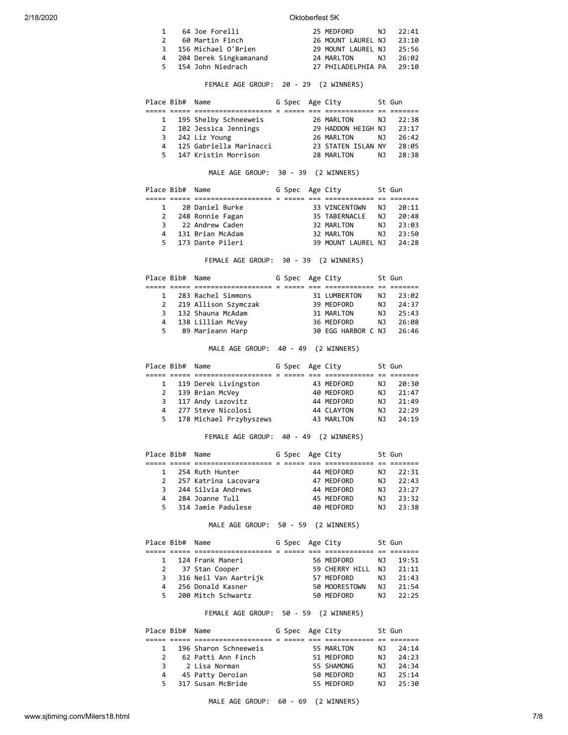| Place | Bib# | Name | G | Spec | Age | City | St | Gun |
|---|---|---|---|---|---|---|---|---|
| 1 | 64 | Joe Forelli | | | 25 | MEDFORD | NJ | 22:41 |
| 2 | 60 | Martin Finch | | | 26 | MOUNT LAUREL | NJ | 23:10 |
| 3 | 156 | Michael O'Brien | | | 29 | MOUNT LAUREL | NJ | 25:56 |
| 4 | 204 | Derek Singkamanand | | | 24 | MARLTON | NJ | 26:02 |
| 5 | 154 | John Niedrach | | | 27 | PHILADELPHIA | PA | 29:10 |

FEMALE AGE GROUP: 20 - 29 (2 WINNERS)

| Place | Bib# | Name | G | Spec | Age | City | St | Gun |
|---|---|---|---|---|---|---|---|---|
| 1 | 195 | Shelby Schneeweis | | | 26 | MARLTON | NJ | 22:38 |
| 2 | 102 | Jessica Jennings | | | 29 | HADDON HEIGH | NJ | 23:17 |
| 3 | 242 | Liz Young | | | 26 | MARLTON | NJ | 26:42 |
| 4 | 125 | Gabriella Marinacci | | | 23 | STATEN ISLAN | NY | 28:05 |
| 5 | 147 | Kristin Morrison | | | 28 | MARLTON | NJ | 28:38 |

MALE AGE GROUP: 30 - 39 (2 WINNERS)

| Place | Bib# | Name | G | Spec | Age | City | St | Gun |
|---|---|---|---|---|---|---|---|---|
| 1 | 20 | Daniel Burke | | | 33 | VINCENTOWN | NJ | 20:11 |
| 2 | 248 | Ronnie Fagan | | | 35 | TABERNACLE | NJ | 20:48 |
| 3 | 22 | Andrew Caden | | | 32 | MARLTON | NJ | 23:03 |
| 4 | 131 | Brian McAdam | | | 32 | MARLTON | NJ | 23:50 |
| 5 | 173 | Dante Pileri | | | 39 | MOUNT LAUREL | NJ | 24:28 |

FEMALE AGE GROUP: 30 - 39 (2 WINNERS)

| Place | Bib# | Name | G | Spec | Age | City | St | Gun |
|---|---|---|---|---|---|---|---|---|
| 1 | 283 | Rachel Simmons | | | 31 | LUMBERTON | NJ | 23:02 |
| 2 | 219 | Allison Szymczak | | | 39 | MEDFORD | NJ | 24:37 |
| 3 | 132 | Shauna McAdam | | | 31 | MARLTON | NJ | 25:43 |
| 4 | 138 | Lillian McVey | | | 36 | MEDFORD | NJ | 26:08 |
| 5 | 89 | Marieann Harp | | | 30 | EGG HARBOR C | NJ | 26:46 |

MALE AGE GROUP: 40 - 49 (2 WINNERS)

| Place | Bib# | Name | G | Spec | Age | City | St | Gun |
|---|---|---|---|---|---|---|---|---|
| 1 | 119 | Derek Livingston | | | 43 | MEDFORD | NJ | 20:30 |
| 2 | 139 | Brian McVey | | | 40 | MEDFORD | NJ | 21:47 |
| 3 | 117 | Andy Lazovitz | | | 44 | MEDFORD | NJ | 21:49 |
| 4 | 277 | Steve Nicolosi | | | 44 | CLAYTON | NJ | 22:29 |
| 5 | 178 | Michael Przybyszews | | | 43 | MARLTON | NJ | 24:19 |

FEMALE AGE GROUP: 40 - 49 (2 WINNERS)

| Place | Bib# | Name | G | Spec | Age | City | St | Gun |
|---|---|---|---|---|---|---|---|---|
| 1 | 254 | Ruth Hunter | | | 44 | MEDFORD | NJ | 22:31 |
| 2 | 257 | Katrina Lacovara | | | 47 | MEDFORD | NJ | 22:43 |
| 3 | 244 | Silvia Andrews | | | 44 | MEDFORD | NJ | 23:27 |
| 4 | 284 | Joanne Tull | | | 45 | MEDFORD | NJ | 23:32 |
| 5 | 314 | Jamie Padulese | | | 40 | MEDFORD | NJ | 23:38 |

MALE AGE GROUP: 50 - 59 (2 WINNERS)

| Place | Bib# | Name | G | Spec | Age | City | St | Gun |
|---|---|---|---|---|---|---|---|---|
| 1 | 124 | Frank Maneri | | | 56 | MEDFORD | NJ | 19:51 |
| 2 | 37 | Stan Cooper | | | 59 | CHERRY HILL | NJ | 21:11 |
| 3 | 316 | Neil Van Aartrijk | | | 57 | MEDFORD | NJ | 21:43 |
| 4 | 256 | Donald Kasner | | | 50 | MOORESTOWN | NJ | 21:54 |
| 5 | 200 | Mitch Schwartz | | | 50 | MEDFORD | NJ | 22:25 |

FEMALE AGE GROUP: 50 - 59 (2 WINNERS)

| Place | Bib# | Name | G | Spec | Age | City | St | Gun |
|---|---|---|---|---|---|---|---|---|
| 1 | 196 | Sharon Schneeweis | | | 55 | MARLTON | NJ | 24:14 |
| 2 | 62 | Patti Ann Finch | | | 51 | MEDFORD | NJ | 24:23 |
| 3 | 2 | Lisa Norman | | | 55 | SHAMONG | NJ | 24:34 |
| 4 | 45 | Patty Deroian | | | 50 | MEDFORD | NJ | 25:14 |
| 5 | 317 | Susan McBride | | | 55 | MEDFORD | NJ | 25:30 |

MALE AGE GROUP: 60 - 69 (2 WINNERS)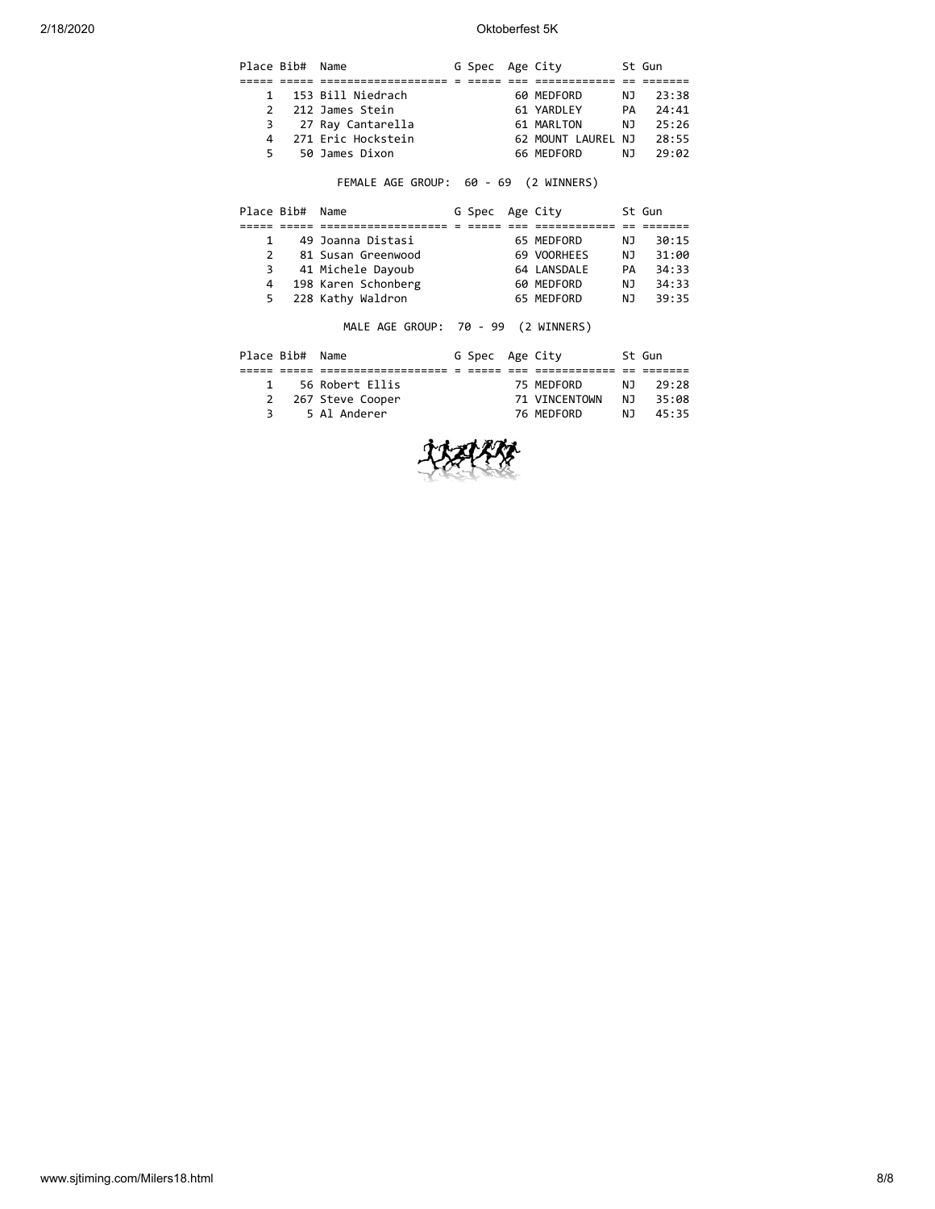| Place | Bib# | Name | G | Spec | Age | City | St | Gun |
|---|---|---|---|---|---|---|---|---|
| 1 | 153 | Bill Niedrach | | | 60 | MEDFORD | NJ | 23:38 |
| 2 | 212 | James Stein | | | 61 | YARDLEY | PA | 24:41 |
| 3 | 27 | Ray Cantarella | | | 61 | MARLTON | NJ | 25:26 |
| 4 | 271 | Eric Hockstein | | | 62 | MOUNT LAUREL | NJ | 28:55 |
| 5 | 50 | James Dixon | | | 66 | MEDFORD | NJ | 29:02 |

FEMALE AGE GROUP: 60 - 69 (2 WINNERS)

| Place | Bib# | Name | G | Spec | Age | City | St | Gun |
|---|---|---|---|---|---|---|---|---|
| 1 | 49 | Joanna Distasi | | | 65 | MEDFORD | NJ | 30:15 |
| 2 | 81 | Susan Greenwood | | | 69 | VOORHEES | NJ | 31:00 |
| 3 | 41 | Michele Dayoub | | | 64 | LANSDALE | PA | 34:33 |
| 4 | 198 | Karen Schonberg | | | 60 | MEDFORD | NJ | 34:33 |
| 5 | 228 | Kathy Waldron | | | 65 | MEDFORD | NJ | 39:35 |

MALE AGE GROUP: 70 - 99 (2 WINNERS)

| Place | Bib# | Name | G | Spec | Age | City | St | Gun |
|---|---|---|---|---|---|---|---|---|
| 1 | 56 | Robert Ellis | | | 75 | MEDFORD | NJ | 29:28 |
| 2 | 267 | Steve Cooper | | | 71 | VINCENTOWN | NJ | 35:08 |
| 3 | 5 | Al Anderer | | | 76 | MEDFORD | NJ | 45:35 |